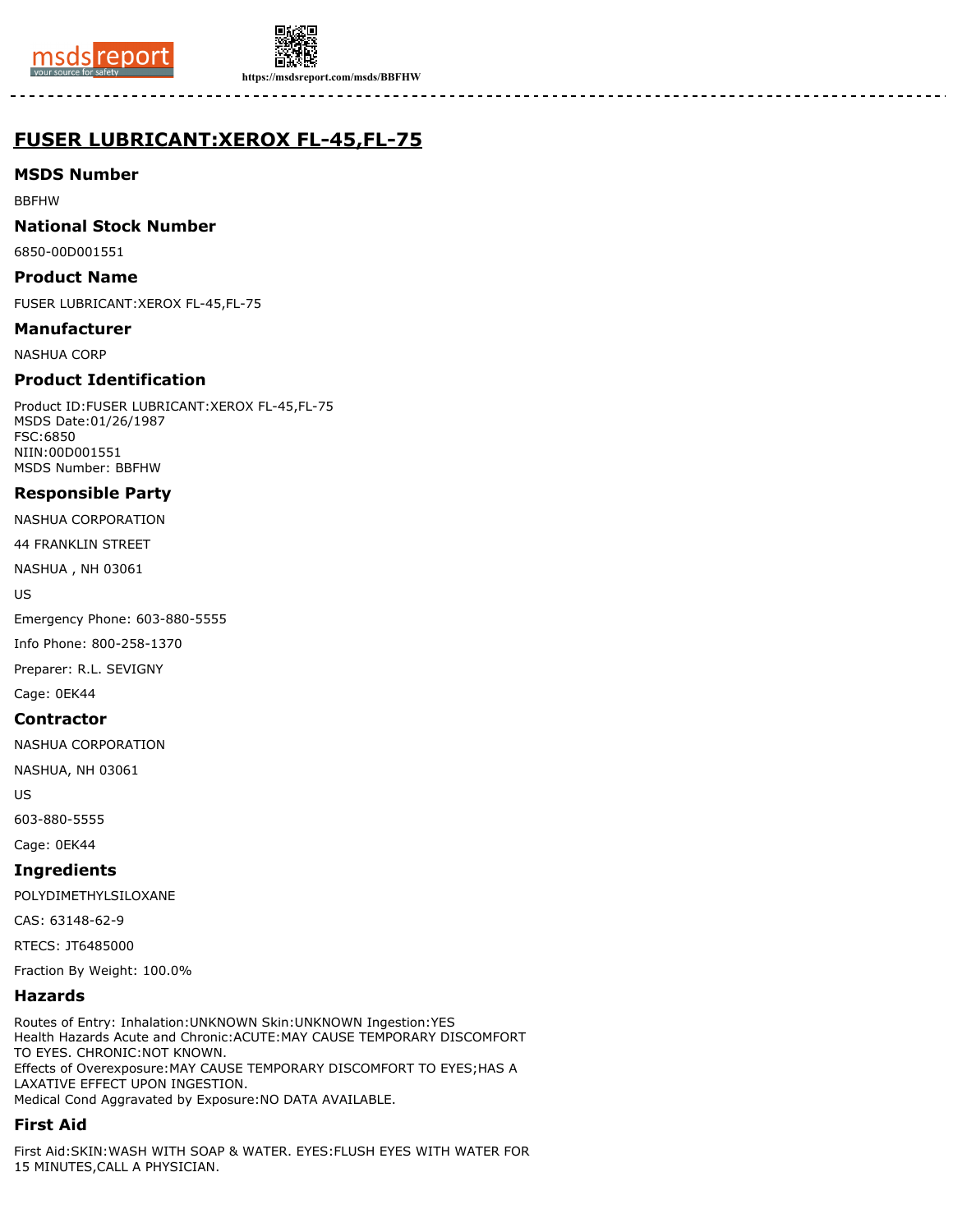# FUSER LUBRICANT:XEROX FL-45,FL-75

## MSDS Number

BBFHW

## National Stock Number

6850-00D001551

## Product Name

FUSER LUBRICANT:XEROX FL-45,FL-75

## Manufacturer

NASHUA CORP

## Product Identification

Product ID:FUSER LUBRICANT:XEROX FL-45,FL-75
MSDS Date:01/26/1987
FSC:6850
NIIN:00D001551
MSDS Number: BBFHW

## Responsible Party

NASHUA CORPORATION

44 FRANKLIN STREET

NASHUA , NH 03061

US

Emergency Phone: 603-880-5555

Info Phone: 800-258-1370

Preparer: R.L. SEVIGNY

Cage: 0EK44

## Contractor

NASHUA CORPORATION

NASHUA, NH 03061

US

603-880-5555

Cage: 0EK44

## Ingredients

POLYDIMETHYLSILOXANE

CAS: 63148-62-9

RTECS: JT6485000

Fraction By Weight: 100.0%

## Hazards

Routes of Entry: Inhalation:UNKNOWN Skin:UNKNOWN Ingestion:YES
Health Hazards Acute and Chronic:ACUTE:MAY CAUSE TEMPORARY DISCOMFORT TO EYES. CHRONIC:NOT KNOWN.
Effects of Overexposure:MAY CAUSE TEMPORARY DISCOMFORT TO EYES;HAS A LAXATIVE EFFECT UPON INGESTION.
Medical Cond Aggravated by Exposure:NO DATA AVAILABLE.

## First Aid

First Aid:SKIN:WASH WITH SOAP & WATER. EYES:FLUSH EYES WITH WATER FOR 15 MINUTES,CALL A PHYSICIAN.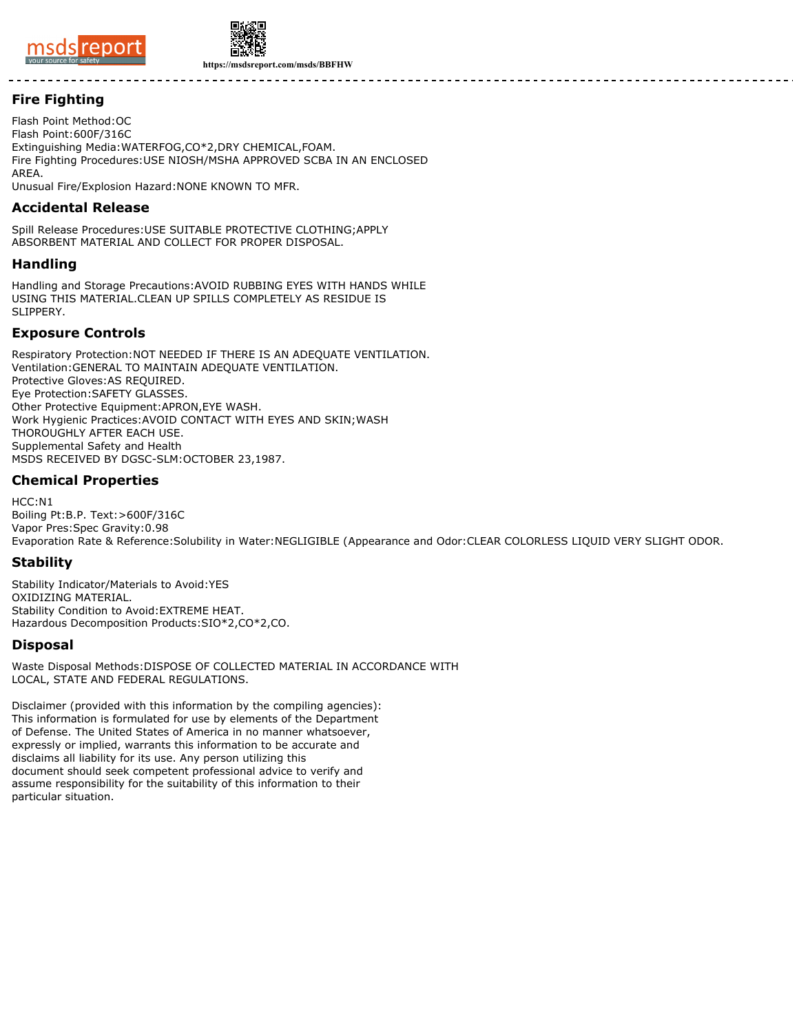## Fire Fighting

Flash Point Method:OC
Flash Point:600F/316C
Extinguishing Media:WATERFOG,CO*2,DRY CHEMICAL,FOAM.
Fire Fighting Procedures:USE NIOSH/MSHA APPROVED SCBA IN AN ENCLOSED AREA.
Unusual Fire/Explosion Hazard:NONE KNOWN TO MFR.

## Accidental Release

Spill Release Procedures:USE SUITABLE PROTECTIVE CLOTHING;APPLY ABSORBENT MATERIAL AND COLLECT FOR PROPER DISPOSAL.

## Handling

Handling and Storage Precautions:AVOID RUBBING EYES WITH HANDS WHILE USING THIS MATERIAL.CLEAN UP SPILLS COMPLETELY AS RESIDUE IS SLIPPERY.

## Exposure Controls

Respiratory Protection:NOT NEEDED IF THERE IS AN ADEQUATE VENTILATION.
Ventilation:GENERAL TO MAINTAIN ADEQUATE VENTILATION.
Protective Gloves:AS REQUIRED.
Eye Protection:SAFETY GLASSES.
Other Protective Equipment:APRON,EYE WASH.
Work Hygienic Practices:AVOID CONTACT WITH EYES AND SKIN;WASH THOROUGHLY AFTER EACH USE.
Supplemental Safety and Health
MSDS RECEIVED BY DGSC-SLM:OCTOBER 23,1987.

## Chemical Properties

HCC:N1
Boiling Pt:B.P. Text:>600F/316C
Vapor Pres:Spec Gravity:0.98
Evaporation Rate & Reference:Solubility in Water:NEGLIGIBLE (Appearance and Odor:CLEAR COLORLESS LIQUID VERY SLIGHT ODOR.

## Stability

Stability Indicator/Materials to Avoid:YES
OXIDIZING MATERIAL.
Stability Condition to Avoid:EXTREME HEAT.
Hazardous Decomposition Products:SIO*2,CO*2,CO.

## Disposal

Waste Disposal Methods:DISPOSE OF COLLECTED MATERIAL IN ACCORDANCE WITH LOCAL, STATE AND FEDERAL REGULATIONS.

Disclaimer (provided with this information by the compiling agencies): This information is formulated for use by elements of the Department of Defense. The United States of America in no manner whatsoever, expressly or implied, warrants this information to be accurate and disclaims all liability for its use. Any person utilizing this document should seek competent professional advice to verify and assume responsibility for the suitability of this information to their particular situation.